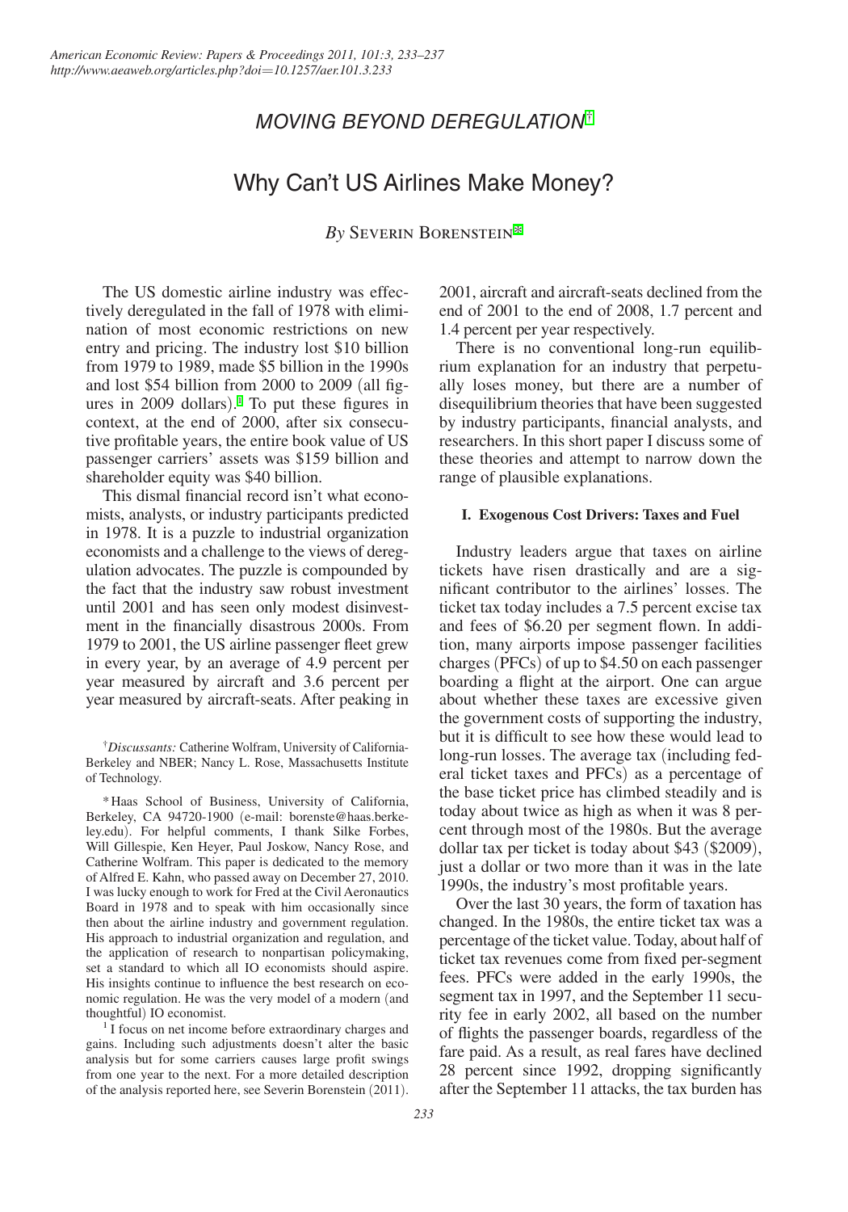*MOVING BEYOND DEREGULATION*[†]

# Why Can't US Airlines Make Money?

*By* Severin Borenstein[*]

The US domestic airline industry was effectively deregulated in the fall of 1978 with elimination of most economic restrictions on new entry and pricing. The industry lost $10 billion from 1979 to 1989, made $5 billion in the 1990s and lost $54 billion from 2000 to 2009 (all figures in 2009 dollars).[1] To put these figures in context, at the end of 2000, after six consecutive profitable years, the entire book value of US passenger carriers' assets was $159 billion and shareholder equity was $40 billion.

This dismal financial record isn't what economists, analysts, or industry participants predicted in 1978. It is a puzzle to industrial organization economists and a challenge to the views of deregulation advocates. The puzzle is compounded by the fact that the industry saw robust investment until 2001 and has seen only modest disinvestment in the financially disastrous 2000s. From 1979 to 2001, the US airline passenger fleet grew in every year, by an average of 4.9 percent per year measured by aircraft and 3.6 percent per year measured by aircraft-seats. After peaking in 2001, aircraft and aircraft-seats declined from the end of 2001 to the end of 2008, 1.7 percent and 1.4 percent per year respectively.

There is no conventional long-run equilibrium explanation for an industry that perpetually loses money, but there are a number of disequilibrium theories that have been suggested by industry participants, financial analysts, and researchers. In this short paper I discuss some of these theories and attempt to narrow down the range of plausible explanations.

## I. Exogenous Cost Drivers: Taxes and Fuel

Industry leaders argue that taxes on airline tickets have risen drastically and are a significant contributor to the airlines' losses. The ticket tax today includes a 7.5 percent excise tax and fees of $6.20 per segment flown. In addition, many airports impose passenger facilities charges (PFCs) of up to $4.50 on each passenger boarding a flight at the airport. One can argue about whether these taxes are excessive given the government costs of supporting the industry, but it is difficult to see how these would lead to long-run losses. The average tax (including federal ticket taxes and PFCs) as a percentage of the base ticket price has climbed steadily and is today about twice as high as when it was 8 percent through most of the 1980s. But the average dollar tax per ticket is today about $43 ($2009), just a dollar or two more than it was in the late 1990s, the industry's most profitable years.

Over the last 30 years, the form of taxation has changed. In the 1980s, the entire ticket tax was a percentage of the ticket value. Today, about half of ticket tax revenues come from fixed per-segment fees. PFCs were added in the early 1990s, the segment tax in 1997, and the September 11 security fee in early 2002, all based on the number of flights the passenger boards, regardless of the fare paid. As a result, as real fares have declined 28 percent since 1992, dropping significantly after the September 11 attacks, the tax burden has

---

[†] *Discussants:* Catherine Wolfram, University of California-Berkeley and NBER; Nancy L. Rose, Massachusetts Institute of Technology.

[*] Haas School of Business, University of California, Berkeley, CA 94720-1900 (e-mail: borenste@haas.berkeley.edu). For helpful comments, I thank Silke Forbes, Will Gillespie, Ken Heyer, Paul Joskow, Nancy Rose, and Catherine Wolfram. This paper is dedicated to the memory of Alfred E. Kahn, who passed away on December 27, 2010. I was lucky enough to work for Fred at the Civil Aeronautics Board in 1978 and to speak with him occasionally since then about the airline industry and government regulation. His approach to industrial organization and regulation, and the application of research to nonpartisan policymaking, set a standard to which all IO economists should aspire. His insights continue to influence the best research on economic regulation. He was the very model of a modern (and thoughtful) IO economist.

[1] I focus on net income before extraordinary charges and gains. Including such adjustments doesn't alter the basic analysis but for some carriers causes large profit swings from one year to the next. For a more detailed description of the analysis reported here, see Severin Borenstein (2011).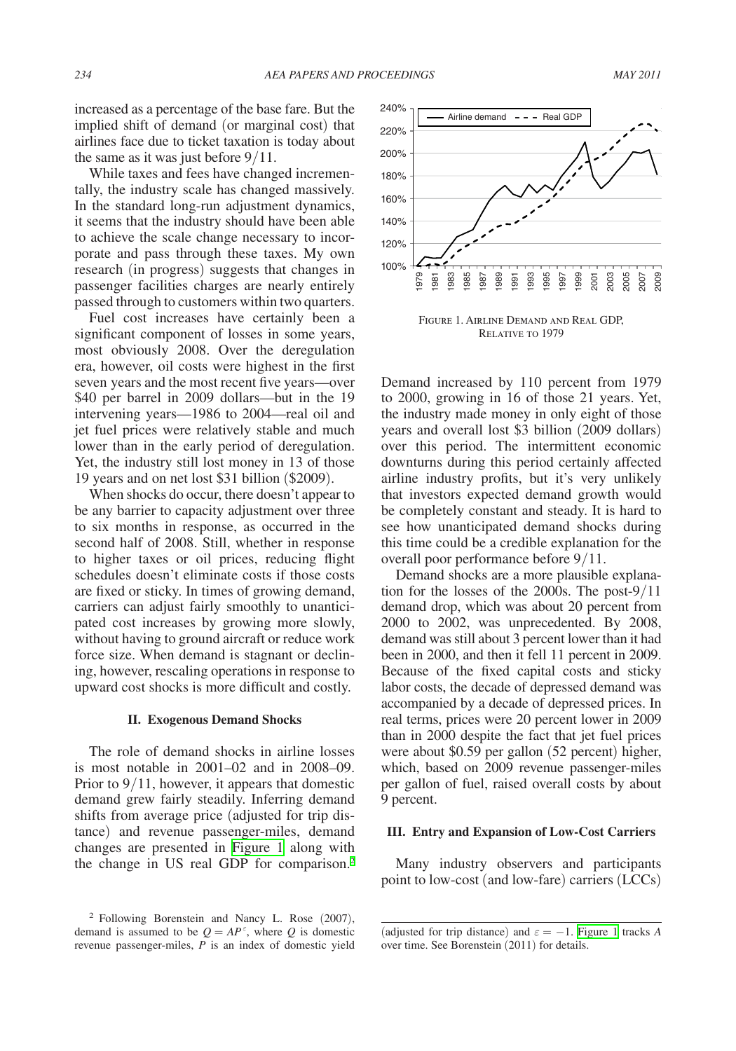increased as a percentage of the base fare. But the implied shift of demand (or marginal cost) that airlines face due to ticket taxation is today about the same as it was just before 9/11.

While taxes and fees have changed incrementally, the industry scale has changed massively. In the standard long-run adjustment dynamics, it seems that the industry should have been able to achieve the scale change necessary to incorporate and pass through these taxes. My own research (in progress) suggests that changes in passenger facilities charges are nearly entirely passed through to customers within two quarters.

Fuel cost increases have certainly been a significant component of losses in some years, most obviously 2008. Over the deregulation era, however, oil costs were highest in the first seven years and the most recent five years—over $40 per barrel in 2009 dollars—but in the 19 intervening years—1986 to 2004—real oil and jet fuel prices were relatively stable and much lower than in the early period of deregulation. Yet, the industry still lost money in 13 of those 19 years and on net lost $31 billion ($2009).

When shocks do occur, there doesn't appear to be any barrier to capacity adjustment over three to six months in response, as occurred in the second half of 2008. Still, whether in response to higher taxes or oil prices, reducing flight schedules doesn't eliminate costs if those costs are fixed or sticky. In times of growing demand, carriers can adjust fairly smoothly to unanticipated cost increases by growing more slowly, without having to ground aircraft or reduce work force size. When demand is stagnant or declining, however, rescaling operations in response to upward cost shocks is more difficult and costly.

## II. Exogenous Demand Shocks

The role of demand shocks in airline losses is most notable in 2001–02 and in 2008–09. Prior to 9/11, however, it appears that domestic demand grew fairly steadily. Inferring demand shifts from average price (adjusted for trip distance) and revenue passenger-miles, demand changes are presented in Figure 1 along with the change in US real GDP for comparison.[2]

Figure 1. Airline Demand and Real GDP, Relative to 1979

Demand increased by 110 percent from 1979 to 2000, growing in 16 of those 21 years. Yet, the industry made money in only eight of those years and overall lost $3 billion (2009 dollars) over this period. The intermittent economic downturns during this period certainly affected airline industry profits, but it's very unlikely that investors expected demand growth would be completely constant and steady. It is hard to see how unanticipated demand shocks during this time could be a credible explanation for the overall poor performance before 9/11.

Demand shocks are a more plausible explanation for the losses of the 2000s. The post-9/11 demand drop, which was about 20 percent from 2000 to 2002, was unprecedented. By 2008, demand was still about 3 percent lower than it had been in 2000, and then it fell 11 percent in 2009. Because of the fixed capital costs and sticky labor costs, the decade of depressed demand was accompanied by a decade of depressed prices. In real terms, prices were 20 percent lower in 2009 than in 2000 despite the fact that jet fuel prices were about $0.59 per gallon (52 percent) higher, which, based on 2009 revenue passenger-miles per gallon of fuel, raised overall costs by about 9 percent.

## III. Entry and Expansion of Low-Cost Carriers

Many industry observers and participants point to low-cost (and low-fare) carriers (LCCs)

---

[2] Following Borenstein and Nancy L. Rose (2007), demand is assumed to be $Q = AP^{\varepsilon}$, where $Q$ is domestic revenue passenger-miles, $P$ is an index of domestic yield (adjusted for trip distance) and $\varepsilon = -1$. Figure 1 tracks $A$ over time. See Borenstein (2011) for details.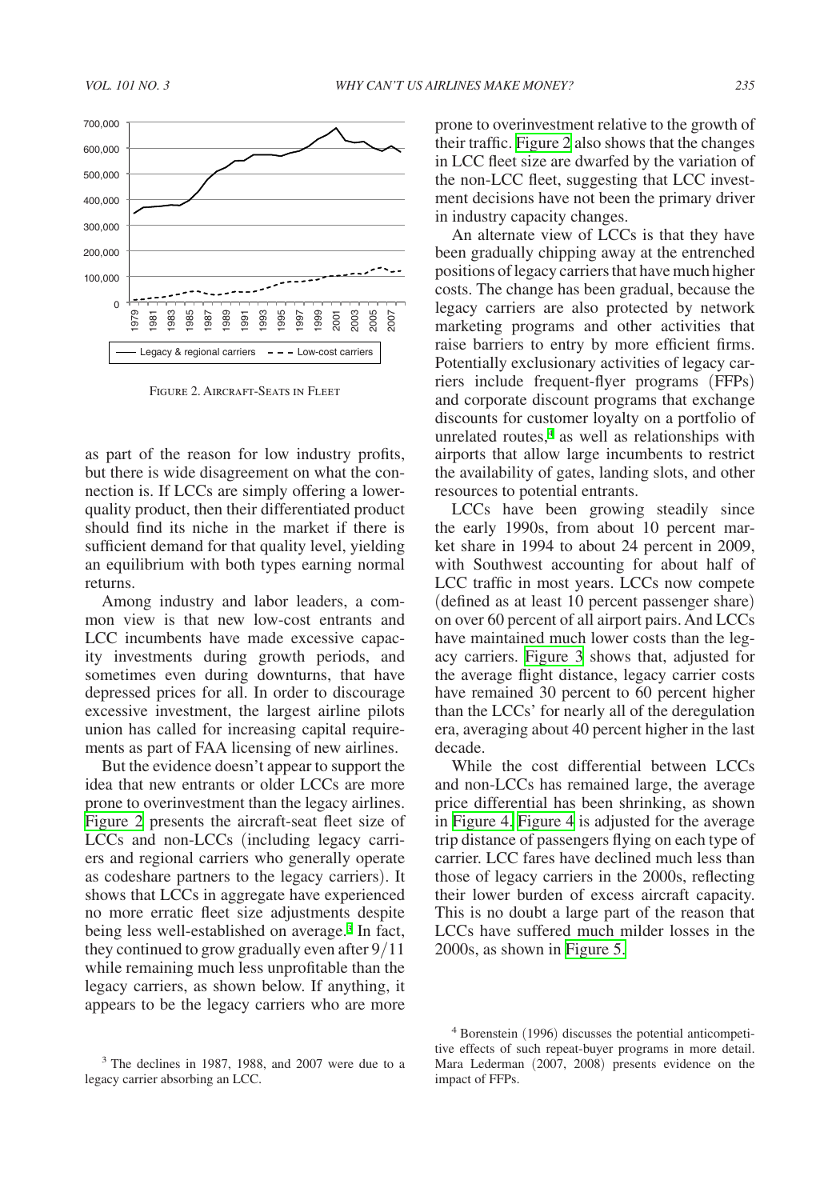700,000
600,000
500,000
400,000
300,000
200,000
100,000
0

1979 1981 1983 1985 1987 1989 1991 1993 1995 1997 1999 2001 2003 2005 2007

Legacy & regional carriers    Low-cost carriers

Figure 2. Aircraft-Seats in Fleet

as part of the reason for low industry profits, but there is wide disagreement on what the connection is. If LCCs are simply offering a lower-quality product, then their differentiated product should find its niche in the market if there is sufficient demand for that quality level, yielding an equilibrium with both types earning normal returns.

Among industry and labor leaders, a common view is that new low-cost entrants and LCC incumbents have made excessive capacity investments during growth periods, and sometimes even during downturns, that have depressed prices for all. In order to discourage excessive investment, the largest airline pilots union has called for increasing capital requirements as part of FAA licensing of new airlines.

But the evidence doesn't appear to support the idea that new entrants or older LCCs are more prone to overinvestment than the legacy airlines. Figure 2 presents the aircraft-seat fleet size of LCCs and non-LCCs (including legacy carriers and regional carriers who generally operate as codeshare partners to the legacy carriers). It shows that LCCs in aggregate have experienced no more erratic fleet size adjustments despite being less well-established on average.[3] In fact, they continued to grow gradually even after 9/11 while remaining much less unprofitable than the legacy carriers, as shown below. If anything, it appears to be the legacy carriers who are more prone to overinvestment relative to the growth of their traffic. Figure 2 also shows that the changes in LCC fleet size are dwarfed by the variation of the non-LCC fleet, suggesting that LCC investment decisions have not been the primary driver in industry capacity changes.

An alternate view of LCCs is that they have been gradually chipping away at the entrenched positions of legacy carriers that have much higher costs. The change has been gradual, because the legacy carriers are also protected by network marketing programs and other activities that raise barriers to entry by more efficient firms. Potentially exclusionary activities of legacy carriers include frequent-flyer programs (FFPs) and corporate discount programs that exchange discounts for customer loyalty on a portfolio of unrelated routes,[4] as well as relationships with airports that allow large incumbents to restrict the availability of gates, landing slots, and other resources to potential entrants.

LCCs have been growing steadily since the early 1990s, from about 10 percent market share in 1994 to about 24 percent in 2009, with Southwest accounting for about half of LCC traffic in most years. LCCs now compete (defined as at least 10 percent passenger share) on over 60 percent of all airport pairs. And LCCs have maintained much lower costs than the legacy carriers. Figure 3 shows that, adjusted for the average flight distance, legacy carrier costs have remained 30 percent to 60 percent higher than the LCCs' for nearly all of the deregulation era, averaging about 40 percent higher in the last decade.

While the cost differential between LCCs and non-LCCs has remained large, the average price differential has been shrinking, as shown in Figure 4. Figure 4 is adjusted for the average trip distance of passengers flying on each type of carrier. LCC fares have declined much less than those of legacy carriers in the 2000s, reflecting their lower burden of excess aircraft capacity. This is no doubt a large part of the reason that LCCs have suffered much milder losses in the 2000s, as shown in Figure 5.

[3] The declines in 1987, 1988, and 2007 were due to a legacy carrier absorbing an LCC.

[4] Borenstein (1996) discusses the potential anticompetitive effects of such repeat-buyer programs in more detail. Mara Lederman (2007, 2008) presents evidence on the impact of FFPs.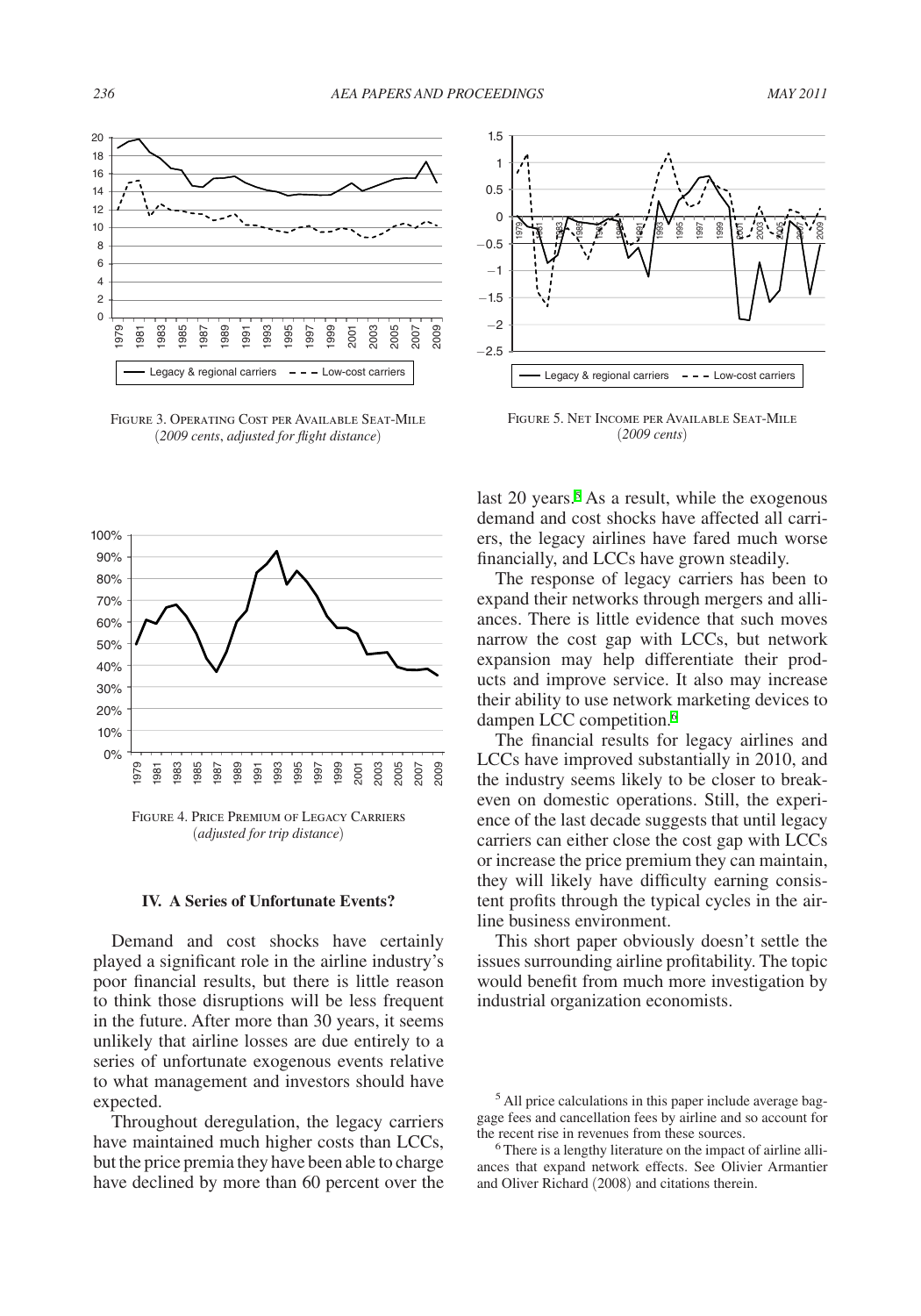Figure 3. Operating Cost per Available Seat-Mile
(*2009 cents, adjusted for flight distance*)

Figure 4. Price Premium of Legacy Carriers
(*adjusted for trip distance*)

## IV. A Series of Unfortunate Events?

Demand and cost shocks have certainly played a significant role in the airline industry's poor financial results, but there is little reason to think those disruptions will be less frequent in the future. After more than 30 years, it seems unlikely that airline losses are due entirely to a series of unfortunate exogenous events relative to what management and investors should have expected.

Throughout deregulation, the legacy carriers have maintained much higher costs than LCCs, but the price premia they have been able to charge have declined by more than 60 percent over the last 20 years.[5] As a result, while the exogenous demand and cost shocks have affected all carriers, the legacy airlines have fared much worse financially, and LCCs have grown steadily.

Figure 5. Net Income per Available Seat-Mile
(*2009 cents*)

The response of legacy carriers has been to expand their networks through mergers and alliances. There is little evidence that such moves narrow the cost gap with LCCs, but network expansion may help differentiate their products and improve service. It also may increase their ability to use network marketing devices to dampen LCC competition.[6]

The financial results for legacy airlines and LCCs have improved substantially in 2010, and the industry seems likely to be closer to break-even on domestic operations. Still, the experience of the last decade suggests that until legacy carriers can either close the cost gap with LCCs or increase the price premium they can maintain, they will likely have difficulty earning consistent profits through the typical cycles in the airline business environment.

This short paper obviously doesn't settle the issues surrounding airline profitability. The topic would benefit from much more investigation by industrial organization economists.

[5] All price calculations in this paper include average baggage fees and cancellation fees by airline and so account for the recent rise in revenues from these sources.

[6] There is a lengthy literature on the impact of airline alliances that expand network effects. See Olivier Armantier and Oliver Richard (2008) and citations therein.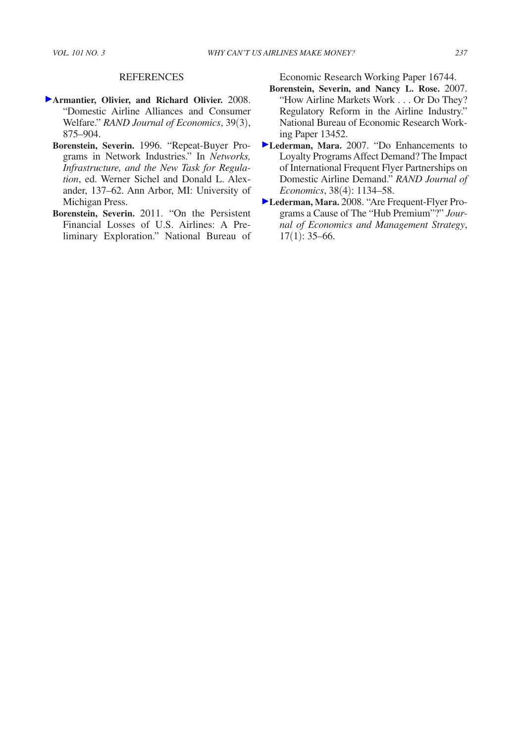## REFERENCES

**Armantier, Olivier, and Richard Olivier.** 2008. "Domestic Airline Alliances and Consumer Welfare." *RAND Journal of Economics*, 39(3), 875–904.

**Borenstein, Severin.** 1996. "Repeat-Buyer Programs in Network Industries." In *Networks, Infrastructure, and the New Task for Regulation*, ed. Werner Sichel and Donald L. Alexander, 137–62. Ann Arbor, MI: University of Michigan Press.

**Borenstein, Severin.** 2011. "On the Persistent Financial Losses of U.S. Airlines: A Preliminary Exploration." National Bureau of Economic Research Working Paper 16744.

**Borenstein, Severin, and Nancy L. Rose.** 2007. "How Airline Markets Work . . . Or Do They? Regulatory Reform in the Airline Industry." National Bureau of Economic Research Working Paper 13452.

**Lederman, Mara.** 2007. "Do Enhancements to Loyalty Programs Affect Demand? The Impact of International Frequent Flyer Partnerships on Domestic Airline Demand." *RAND Journal of Economics*, 38(4): 1134–58.

**Lederman, Mara.** 2008. "Are Frequent-Flyer Programs a Cause of The "Hub Premium"?" *Journal of Economics and Management Strategy*, 17(1): 35–66.